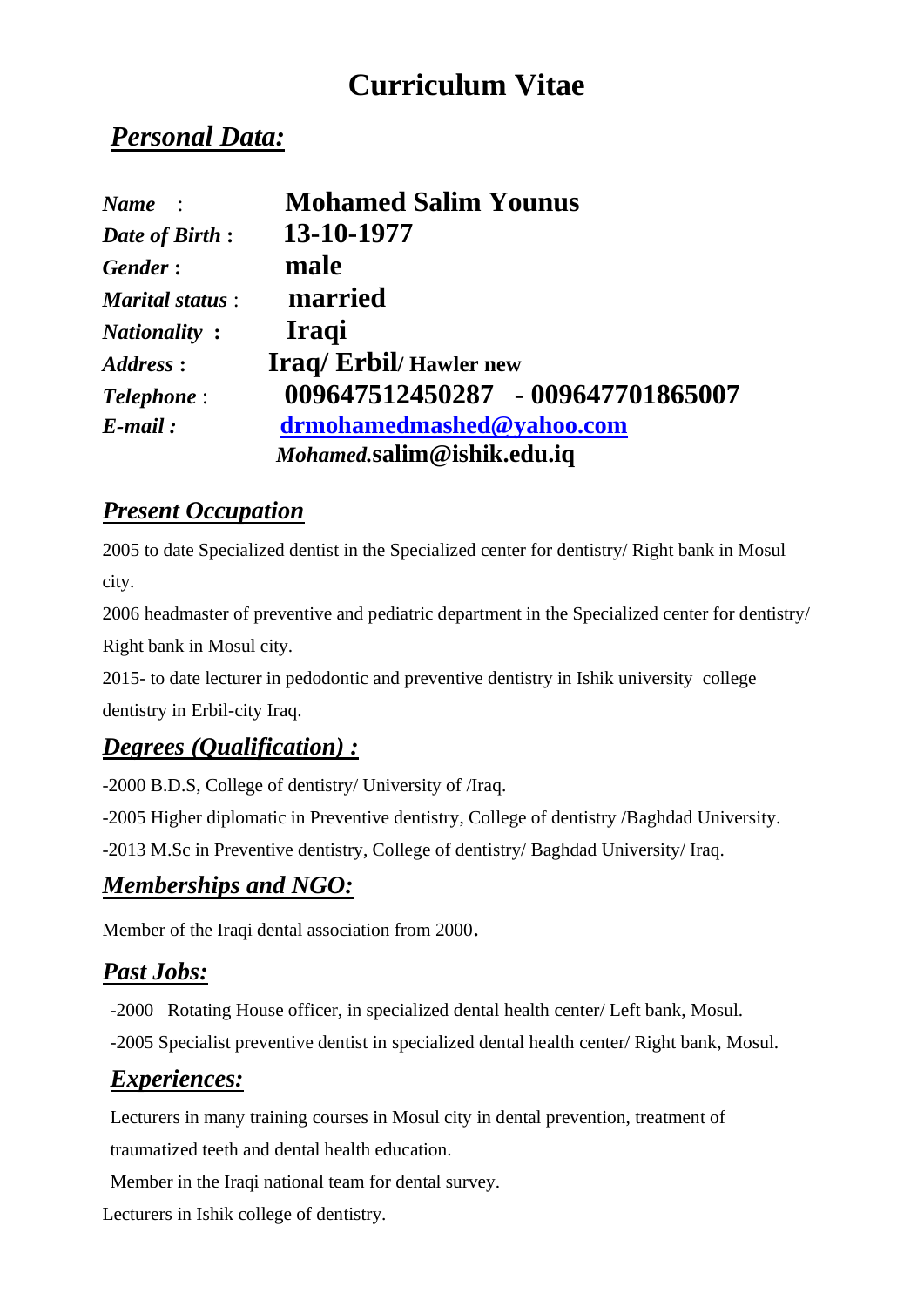# Curriculum Vitae

## *Personal Data:*

| | |
|---|---|
| ***Name*** : | **Mohamed Salim Younus** |
| ***Date of Birth*** **:** | **13-10-1977** |
| ***Gender*** **:** | **male** |
| ***Marital status*** : | **married** |
| ***Nationality*** **:** | **Iraqi** |
| ***Address*** **:** | **Iraq/ Erbil/ Hawler new** |
| ***Telephone*** : | **009647512450287 - 009647701865007** |
| ***E-mail :*** | **drmohamedmashed@yahoo.com** |
| | ***Mohamed.*****salim@ishik.edu.iq** |

## *Present Occupation*

2005 to date Specialized dentist in the Specialized center for dentistry/ Right bank in Mosul city.

2006 headmaster of preventive and pediatric department in the Specialized center for dentistry/ Right bank in Mosul city.

2015- to date lecturer in pedodontic and preventive dentistry in Ishik university college dentistry in Erbil-city Iraq.

## *Degrees (Qualification) :*

-2000 B.D.S, College of dentistry/ University of /Iraq.

-2005 Higher diplomatic in Preventive dentistry, College of dentistry /Baghdad University.

-2013 M.Sc in Preventive dentistry, College of dentistry/ Baghdad University/ Iraq.

## *Memberships and NGO:*

Member of the Iraqi dental association from 2000.

## *Past Jobs:*

-2000 Rotating House officer, in specialized dental health center/ Left bank, Mosul.

-2005 Specialist preventive dentist in specialized dental health center/ Right bank, Mosul.

## *Experiences:*

Lecturers in many training courses in Mosul city in dental prevention, treatment of traumatized teeth and dental health education.

Member in the Iraqi national team for dental survey.

Lecturers in Ishik college of dentistry.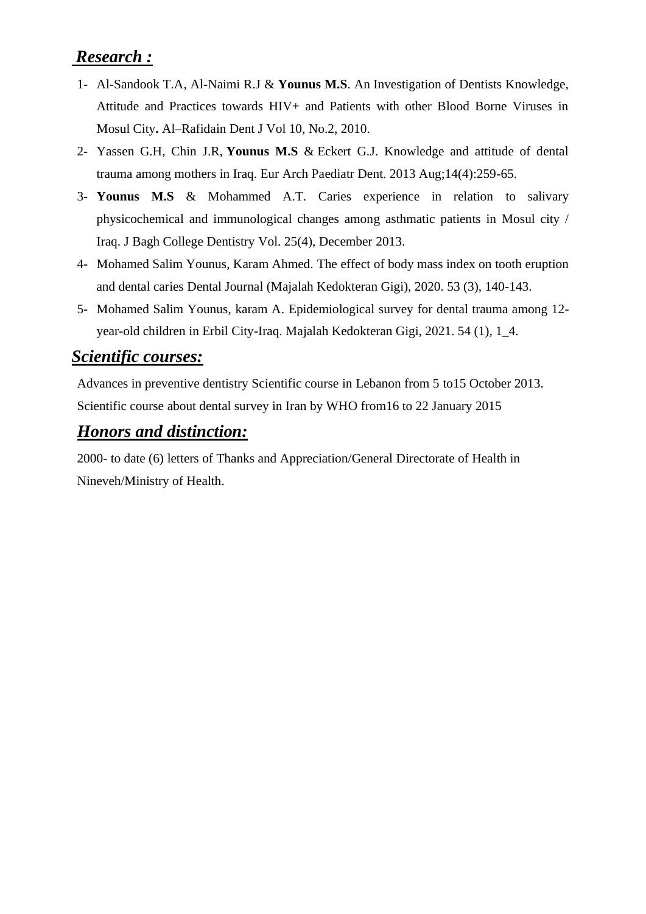## ***Research :***

1- Al-Sandook T.A, Al-Naimi R.J & **Younus M.S**. An Investigation of Dentists Knowledge, Attitude and Practices towards HIV+ and Patients with other Blood Borne Viruses in Mosul City**.** Al–Rafidain Dent J Vol 10, No.2, 2010.

2- Yassen G.H, Chin J.R, **Younus M.S** & Eckert G.J. Knowledge and attitude of dental trauma among mothers in Iraq. Eur Arch Paediatr Dent. 2013 Aug;14(4):259-65.

3- **Younus M.S** & Mohammed A.T. Caries experience in relation to salivary physicochemical and immunological changes among asthmatic patients in Mosul city / Iraq. J Bagh College Dentistry Vol. 25(4), December 2013.

4- Mohamed Salim Younus, Karam Ahmed. The effect of body mass index on tooth eruption and dental caries Dental Journal (Majalah Kedokteran Gigi), 2020. 53 (3), 140-143.

5- Mohamed Salim Younus, karam A. Epidemiological survey for dental trauma among 12-year-old children in Erbil City-Iraq. Majalah Kedokteran Gigi, 2021. 54 (1), 1_4.

## ***Scientific courses:***

Advances in preventive dentistry Scientific course in Lebanon from 5 to15 October 2013.

Scientific course about dental survey in Iran by WHO from16 to 22 January 2015

## ***Honors and distinction:***

2000- to date (6) letters of Thanks and Appreciation/General Directorate of Health in Nineveh/Ministry of Health.